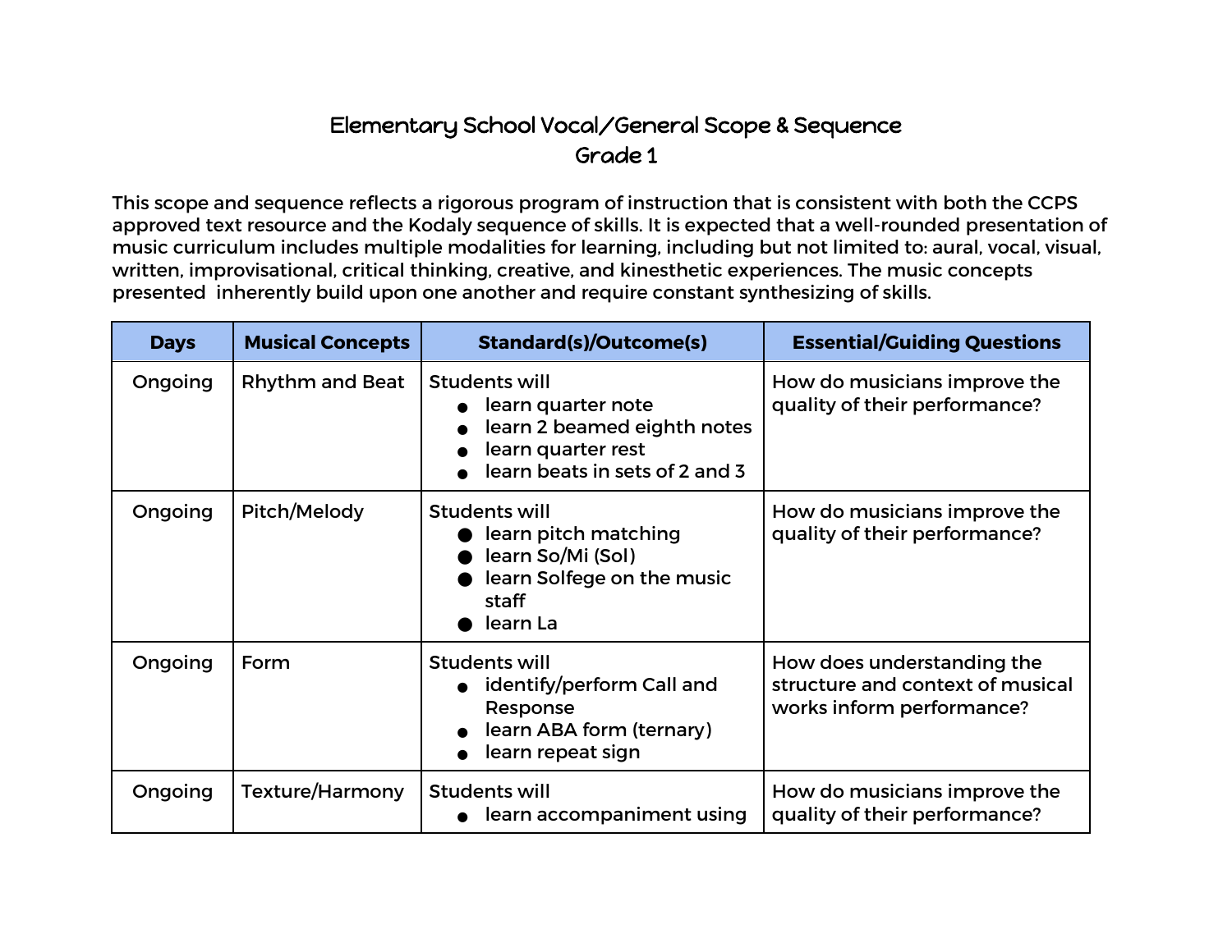# Elementary School Vocal/General Scope & Sequence
## Grade 1

This scope and sequence reflects a rigorous program of instruction that is consistent with both the CCPS approved text resource and the Kodaly sequence of skills. It is expected that a well-rounded presentation of music curriculum includes multiple modalities for learning, including but not limited to: aural, vocal, visual, written, improvisational, critical thinking, creative, and kinesthetic experiences. The music concepts presented inherently build upon one another and require constant synthesizing of skills.

| Days | Musical Concepts | Standard(s)/Outcome(s) | Essential/Guiding Questions |
|---|---|---|---|
| Ongoing | Rhythm and Beat | Students will<br>● learn quarter note<br>● learn 2 beamed eighth notes<br>● learn quarter rest<br>● learn beats in sets of 2 and 3 | How do musicians improve the quality of their performance? |
| Ongoing | Pitch/Melody | Students will<br>● learn pitch matching<br>● learn So/Mi (Sol)<br>● learn Solfege on the music staff<br>● learn La | How do musicians improve the quality of their performance? |
| Ongoing | Form | Students will<br>● identify/perform Call and Response<br>● learn ABA form (ternary)<br>● learn repeat sign | How does understanding the structure and context of musical works inform performance? |
| Ongoing | Texture/Harmony | Students will<br>● learn accompaniment using | How do musicians improve the quality of their performance? |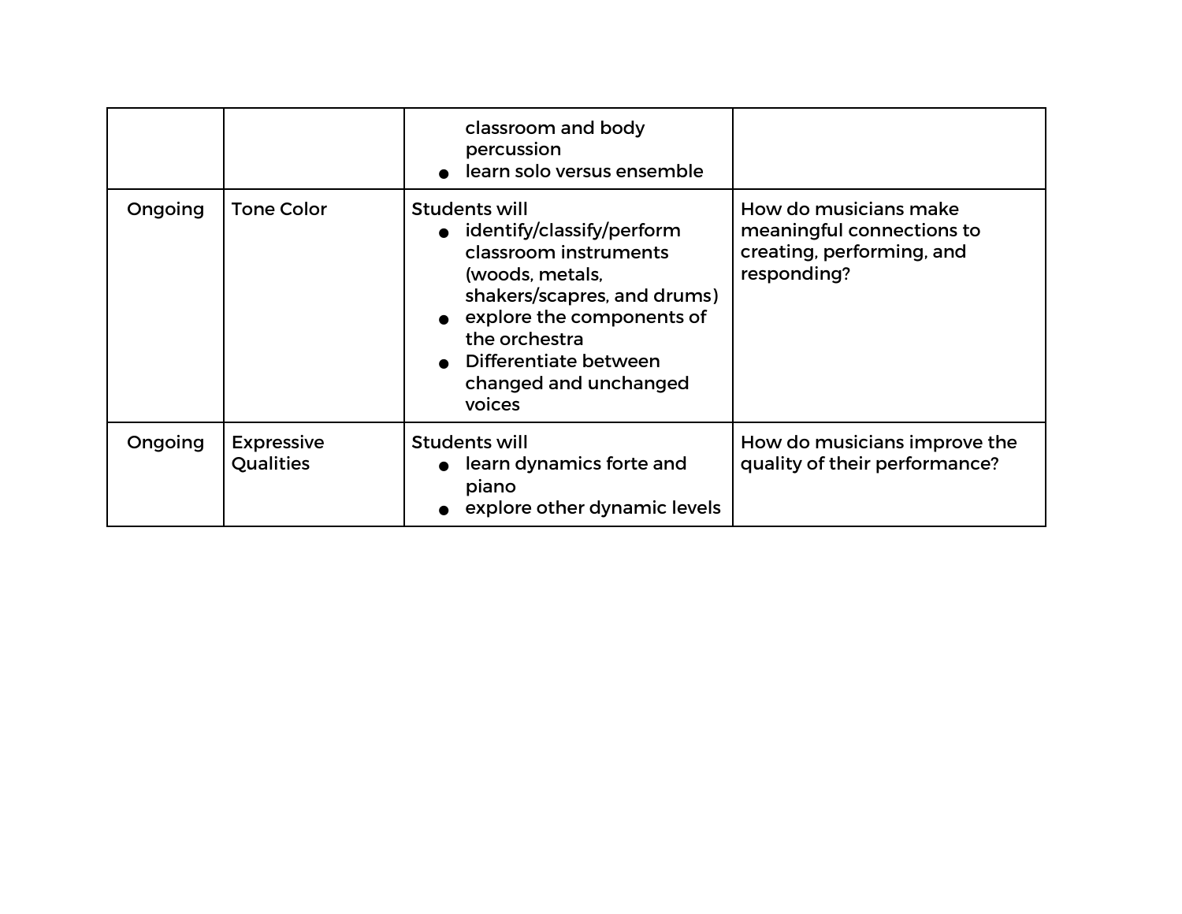| | | | |
|---|---|---|---|
| | | classroom and body percussion<br>● learn solo versus ensemble | |
| Ongoing | Tone Color | Students will<br>● identify/classify/perform classroom instruments (woods, metals, shakers/scapres, and drums)<br>● explore the components of the orchestra<br>● Differentiate between changed and unchanged voices | How do musicians make meaningful connections to creating, performing, and responding? |
| Ongoing | Expressive Qualities | Students will<br>● learn dynamics forte and piano<br>● explore other dynamic levels | How do musicians improve the quality of their performance? |